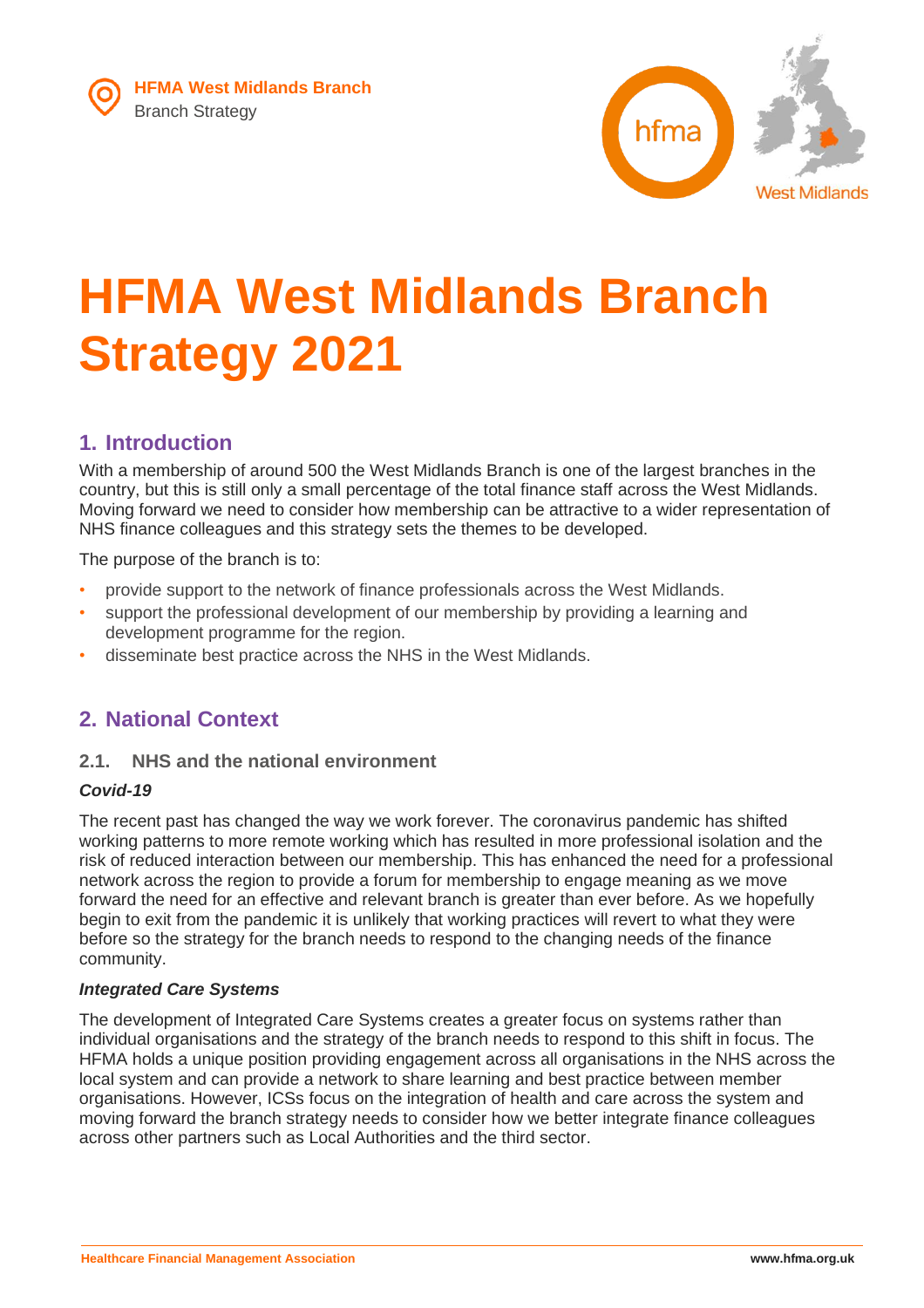# HFMA West Midlands Branch Strategy 2021

## 1. Introduction

With a membership of around 500 the West Midlands Branch is one of the largest branches in the country, but this is still only a small percentage of the total finance staff across the West Midlands. Moving forward we need to consider how membership can be attractive to a wider representation of NHS finance colleagues and this strategy sets the themes to be developed.

The purpose of the branch is to:

- provide support to the network of finance professionals across the West Midlands.
- support the professional development of our membership by providing a learning and development programme for the region.
- disseminate best practice across the NHS in the West Midlands.

## 2. National Context

### 2.1. NHS and the national environment

***Covid-19***

The recent past has changed the way we work forever. The coronavirus pandemic has shifted working patterns to more remote working which has resulted in more professional isolation and the risk of reduced interaction between our membership. This has enhanced the need for a professional network across the region to provide a forum for membership to engage meaning as we move forward the need for an effective and relevant branch is greater than ever before. As we hopefully begin to exit from the pandemic it is unlikely that working practices will revert to what they were before so the strategy for the branch needs to respond to the changing needs of the finance community.

***Integrated Care Systems***

The development of Integrated Care Systems creates a greater focus on systems rather than individual organisations and the strategy of the branch needs to respond to this shift in focus. The HFMA holds a unique position providing engagement across all organisations in the NHS across the local system and can provide a network to share learning and best practice between member organisations. However, ICSs focus on the integration of health and care across the system and moving forward the branch strategy needs to consider how we better integrate finance colleagues across other partners such as Local Authorities and the third sector.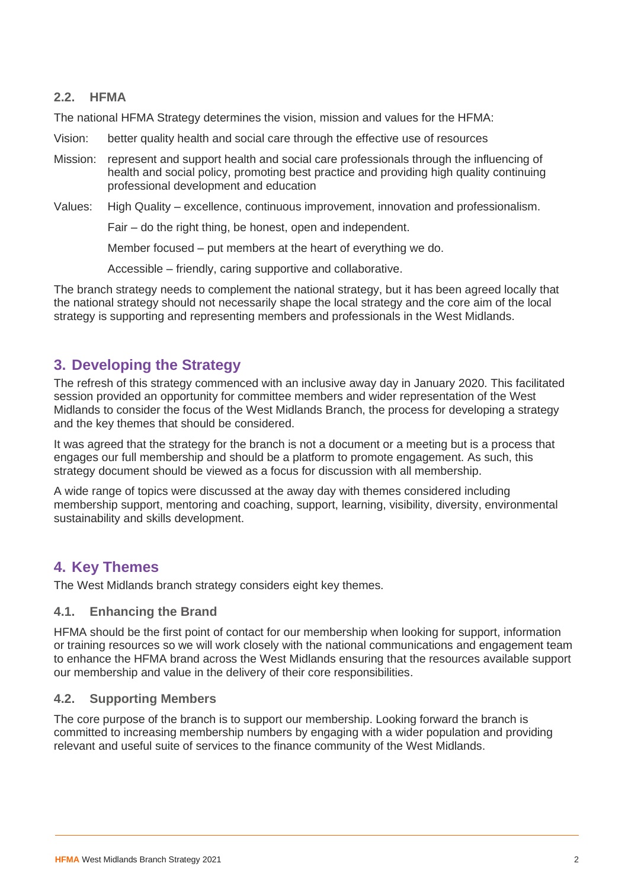### 2.2. HFMA

The national HFMA Strategy determines the vision, mission and values for the HFMA:

Vision: better quality health and social care through the effective use of resources

Mission: represent and support health and social care professionals through the influencing of health and social policy, promoting best practice and providing high quality continuing professional development and education

Values: High Quality – excellence, continuous improvement, innovation and professionalism.

Fair – do the right thing, be honest, open and independent.

Member focused – put members at the heart of everything we do.

Accessible – friendly, caring supportive and collaborative.

The branch strategy needs to complement the national strategy, but it has been agreed locally that the national strategy should not necessarily shape the local strategy and the core aim of the local strategy is supporting and representing members and professionals in the West Midlands.

## 3. Developing the Strategy

The refresh of this strategy commenced with an inclusive away day in January 2020. This facilitated session provided an opportunity for committee members and wider representation of the West Midlands to consider the focus of the West Midlands Branch, the process for developing a strategy and the key themes that should be considered.

It was agreed that the strategy for the branch is not a document or a meeting but is a process that engages our full membership and should be a platform to promote engagement. As such, this strategy document should be viewed as a focus for discussion with all membership.

A wide range of topics were discussed at the away day with themes considered including membership support, mentoring and coaching, support, learning, visibility, diversity, environmental sustainability and skills development.

## 4. Key Themes

The West Midlands branch strategy considers eight key themes.

### 4.1. Enhancing the Brand

HFMA should be the first point of contact for our membership when looking for support, information or training resources so we will work closely with the national communications and engagement team to enhance the HFMA brand across the West Midlands ensuring that the resources available support our membership and value in the delivery of their core responsibilities.

### 4.2. Supporting Members

The core purpose of the branch is to support our membership. Looking forward the branch is committed to increasing membership numbers by engaging with a wider population and providing relevant and useful suite of services to the finance community of the West Midlands.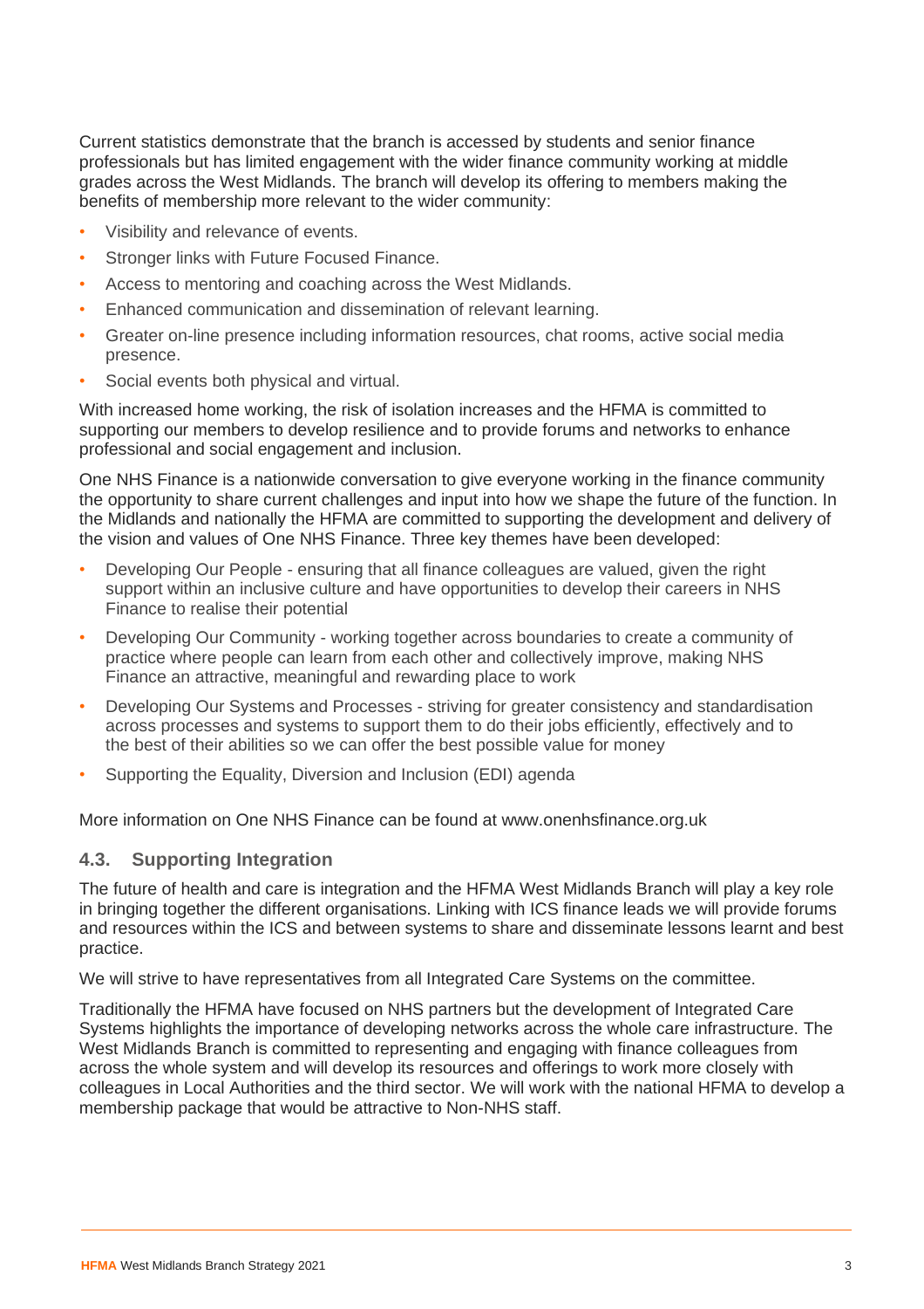Current statistics demonstrate that the branch is accessed by students and senior finance professionals but has limited engagement with the wider finance community working at middle grades across the West Midlands. The branch will develop its offering to members making the benefits of membership more relevant to the wider community:

- Visibility and relevance of events.
- Stronger links with Future Focused Finance.
- Access to mentoring and coaching across the West Midlands.
- Enhanced communication and dissemination of relevant learning.
- Greater on-line presence including information resources, chat rooms, active social media presence.
- Social events both physical and virtual.

With increased home working, the risk of isolation increases and the HFMA is committed to supporting our members to develop resilience and to provide forums and networks to enhance professional and social engagement and inclusion.

One NHS Finance is a nationwide conversation to give everyone working in the finance community the opportunity to share current challenges and input into how we shape the future of the function. In the Midlands and nationally the HFMA are committed to supporting the development and delivery of the vision and values of One NHS Finance. Three key themes have been developed:

- Developing Our People - ensuring that all finance colleagues are valued, given the right support within an inclusive culture and have opportunities to develop their careers in NHS Finance to realise their potential
- Developing Our Community - working together across boundaries to create a community of practice where people can learn from each other and collectively improve, making NHS Finance an attractive, meaningful and rewarding place to work
- Developing Our Systems and Processes - striving for greater consistency and standardisation across processes and systems to support them to do their jobs efficiently, effectively and to the best of their abilities so we can offer the best possible value for money
- Supporting the Equality, Diversion and Inclusion (EDI) agenda

More information on One NHS Finance can be found at www.onenhsfinance.org.uk

### 4.3. Supporting Integration

The future of health and care is integration and the HFMA West Midlands Branch will play a key role in bringing together the different organisations. Linking with ICS finance leads we will provide forums and resources within the ICS and between systems to share and disseminate lessons learnt and best practice.

We will strive to have representatives from all Integrated Care Systems on the committee.

Traditionally the HFMA have focused on NHS partners but the development of Integrated Care Systems highlights the importance of developing networks across the whole care infrastructure. The West Midlands Branch is committed to representing and engaging with finance colleagues from across the whole system and will develop its resources and offerings to work more closely with colleagues in Local Authorities and the third sector. We will work with the national HFMA to develop a membership package that would be attractive to Non-NHS staff.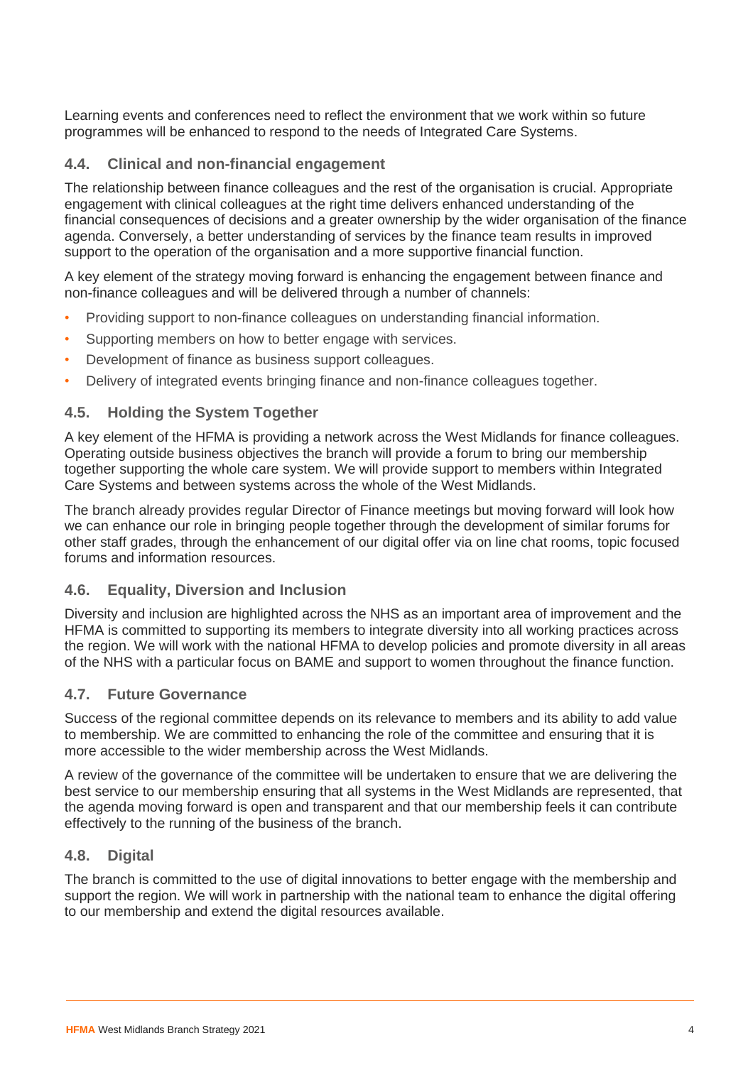Learning events and conferences need to reflect the environment that we work within so future programmes will be enhanced to respond to the needs of Integrated Care Systems.

### 4.4. Clinical and non-financial engagement

The relationship between finance colleagues and the rest of the organisation is crucial. Appropriate engagement with clinical colleagues at the right time delivers enhanced understanding of the financial consequences of decisions and a greater ownership by the wider organisation of the finance agenda. Conversely, a better understanding of services by the finance team results in improved support to the operation of the organisation and a more supportive financial function.

A key element of the strategy moving forward is enhancing the engagement between finance and non-finance colleagues and will be delivered through a number of channels:

- Providing support to non-finance colleagues on understanding financial information.
- Supporting members on how to better engage with services.
- Development of finance as business support colleagues.
- Delivery of integrated events bringing finance and non-finance colleagues together.

### 4.5. Holding the System Together

A key element of the HFMA is providing a network across the West Midlands for finance colleagues. Operating outside business objectives the branch will provide a forum to bring our membership together supporting the whole care system. We will provide support to members within Integrated Care Systems and between systems across the whole of the West Midlands.

The branch already provides regular Director of Finance meetings but moving forward will look how we can enhance our role in bringing people together through the development of similar forums for other staff grades, through the enhancement of our digital offer via on line chat rooms, topic focused forums and information resources.

### 4.6. Equality, Diversion and Inclusion

Diversity and inclusion are highlighted across the NHS as an important area of improvement and the HFMA is committed to supporting its members to integrate diversity into all working practices across the region. We will work with the national HFMA to develop policies and promote diversity in all areas of the NHS with a particular focus on BAME and support to women throughout the finance function.

### 4.7. Future Governance

Success of the regional committee depends on its relevance to members and its ability to add value to membership. We are committed to enhancing the role of the committee and ensuring that it is more accessible to the wider membership across the West Midlands.

A review of the governance of the committee will be undertaken to ensure that we are delivering the best service to our membership ensuring that all systems in the West Midlands are represented, that the agenda moving forward is open and transparent and that our membership feels it can contribute effectively to the running of the business of the branch.

### 4.8. Digital

The branch is committed to the use of digital innovations to better engage with the membership and support the region. We will work in partnership with the national team to enhance the digital offering to our membership and extend the digital resources available.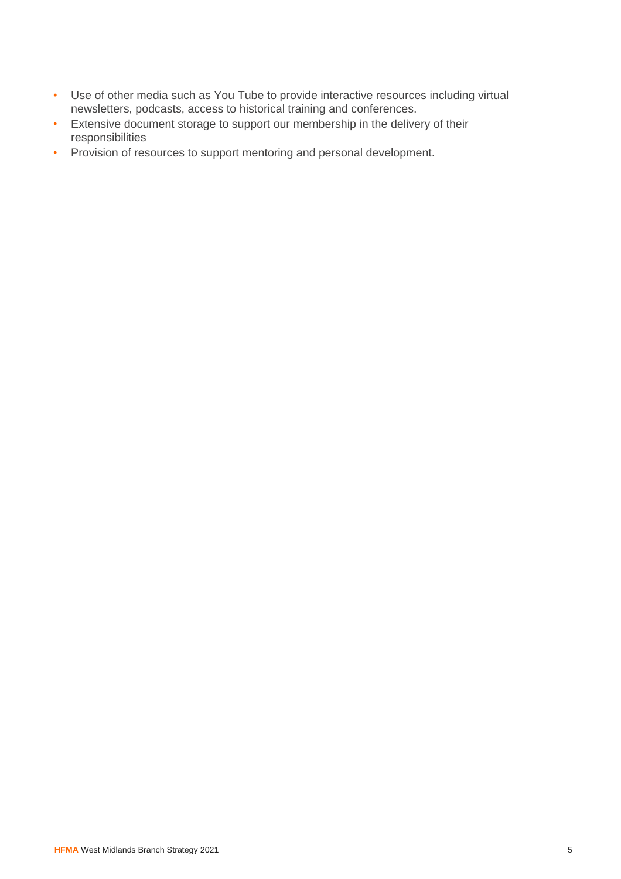- Use of other media such as You Tube to provide interactive resources including virtual newsletters, podcasts, access to historical training and conferences.
- Extensive document storage to support our membership in the delivery of their responsibilities
- Provision of resources to support mentoring and personal development.